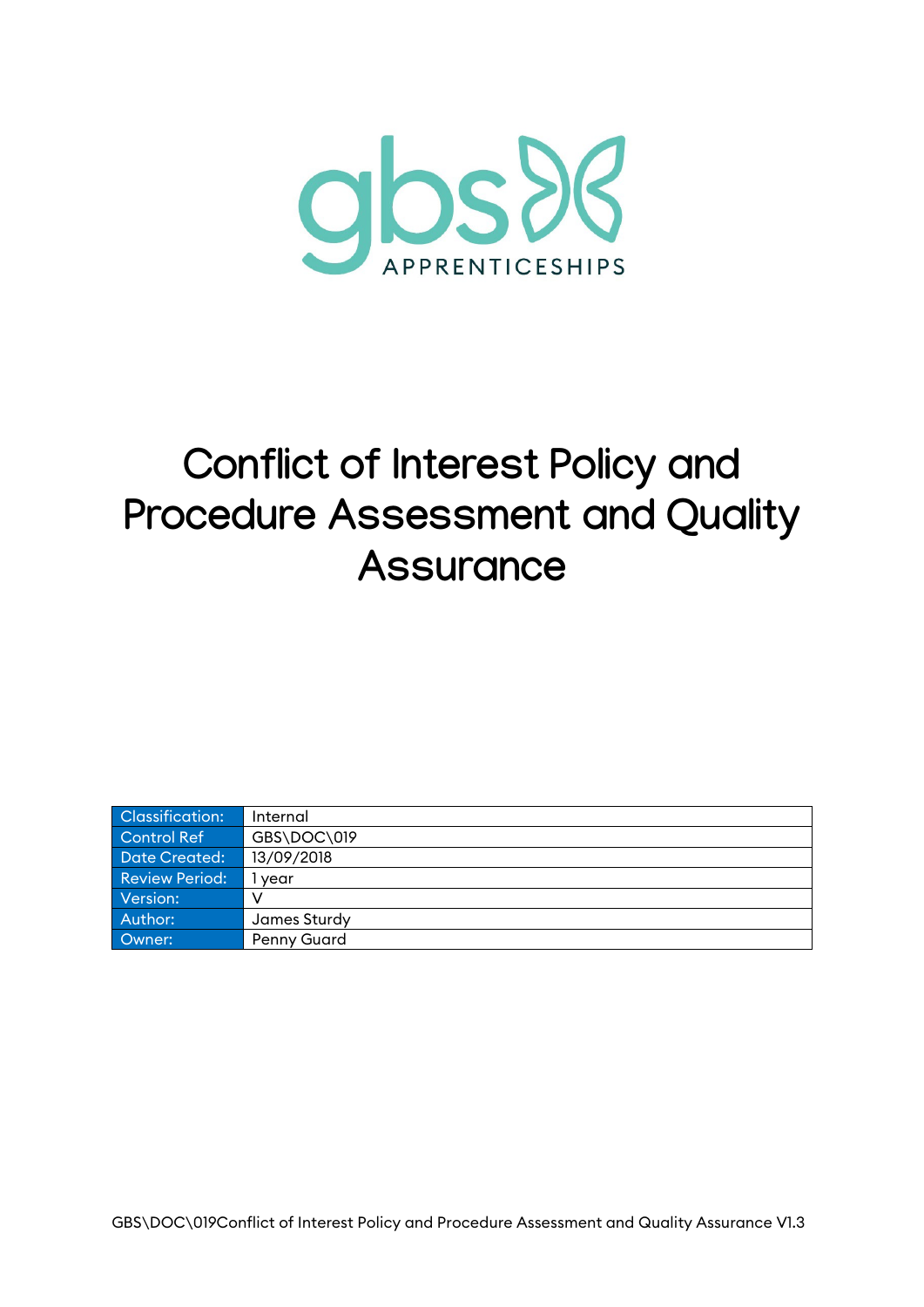gbs APPRENTICESHIPS

# Conflict of Interest Policy and Procedure Assessment and Quality Assurance

| Classification: | Internal |
|---|---|
| Control Ref | GBS\DOC\019 |
| Date Created: | 13/09/2018 |
| Review Period: | 1 year |
| Version: | V |
| Author: | James Sturdy |
| Owner: | Penny Guard |

GBS\DOC\019Conflict of Interest Policy and Procedure Assessment and Quality Assurance V1.3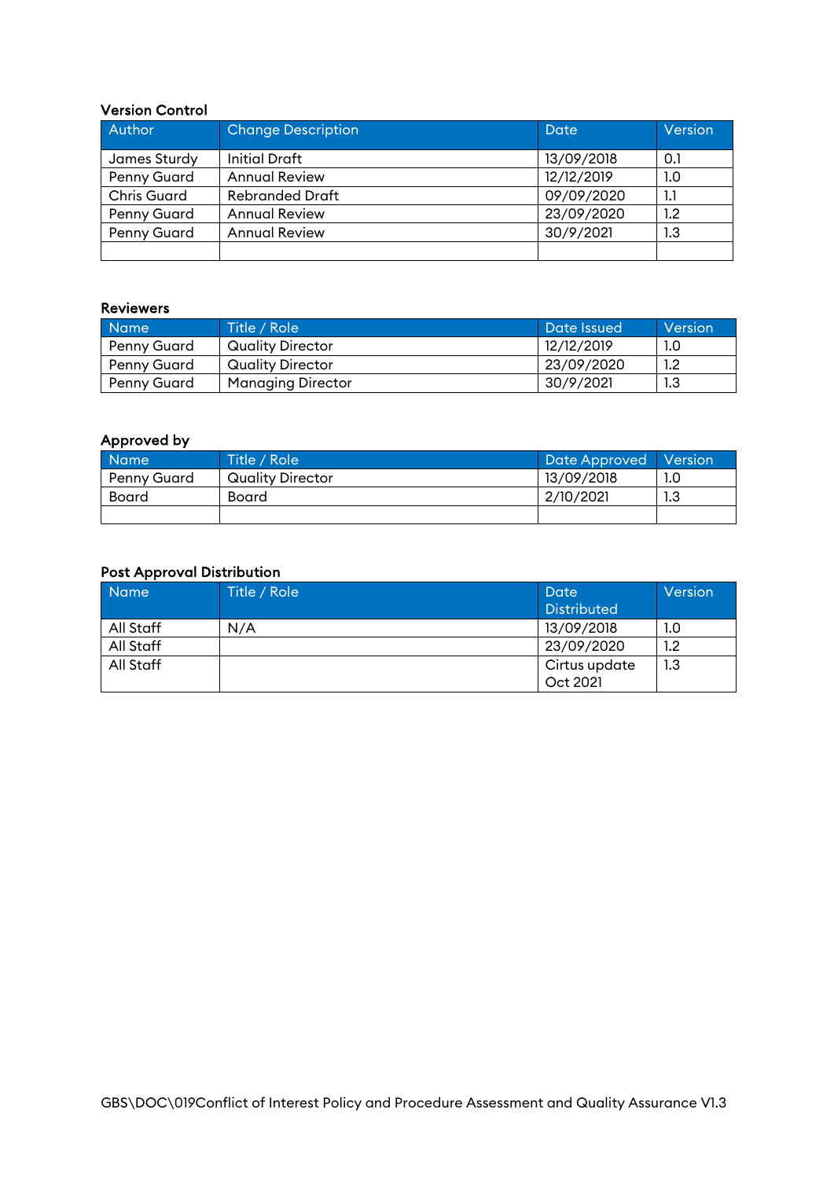### Version Control

| Author | Change Description | Date | Version |
|---|---|---|---|
| James Sturdy | Initial Draft | 13/09/2018 | 0.1 |
| Penny Guard | Annual Review | 12/12/2019 | 1.0 |
| Chris Guard | Rebranded Draft | 09/09/2020 | 1.1 |
| Penny Guard | Annual Review | 23/09/2020 | 1.2 |
| Penny Guard | Annual Review | 30/9/2021 | 1.3 |
| | | | |

### Reviewers

| Name | Title / Role | Date Issued | Version |
|---|---|---|---|
| Penny Guard | Quality Director | 12/12/2019 | 1.0 |
| Penny Guard | Quality Director | 23/09/2020 | 1.2 |
| Penny Guard | Managing Director | 30/9/2021 | 1.3 |

### Approved by

| Name | Title / Role | Date Approved | Version |
|---|---|---|---|
| Penny Guard | Quality Director | 13/09/2018 | 1.0 |
| Board | Board | 2/10/2021 | 1.3 |
| | | | |

### Post Approval Distribution

| Name | Title / Role | Date Distributed | Version |
|---|---|---|---|
| All Staff | N/A | 13/09/2018 | 1.0 |
| All Staff | | 23/09/2020 | 1.2 |
| All Staff | | Cirtus update Oct 2021 | 1.3 |

GBS\DOC\019Conflict of Interest Policy and Procedure Assessment and Quality Assurance V1.3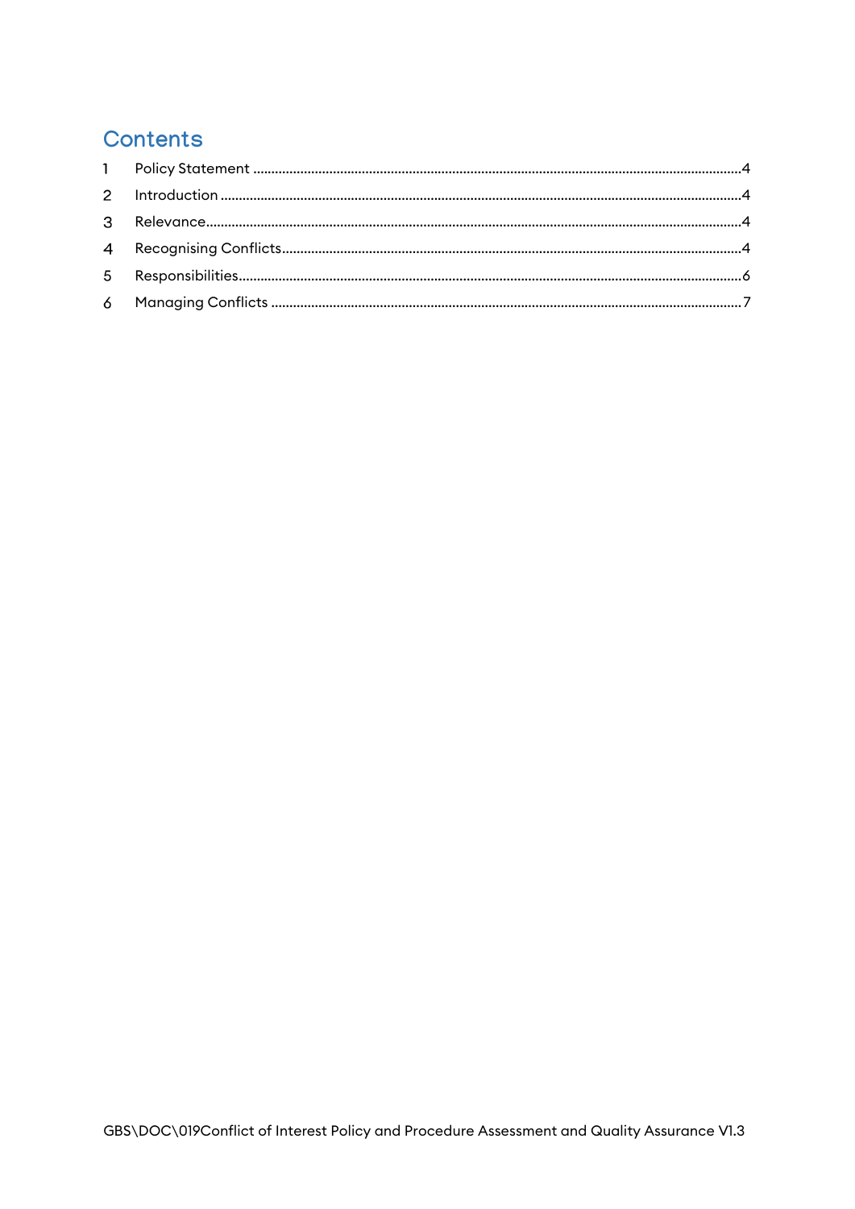# Contents

1 Policy Statement ........................................................................ 4
2 Introduction ............................................................................. 4
3 Relevance ................................................................................ 4
4 Recognising Conflicts ................................................................... 4
5 Responsibilities ......................................................................... 6
6 Managing Conflicts ...................................................................... 7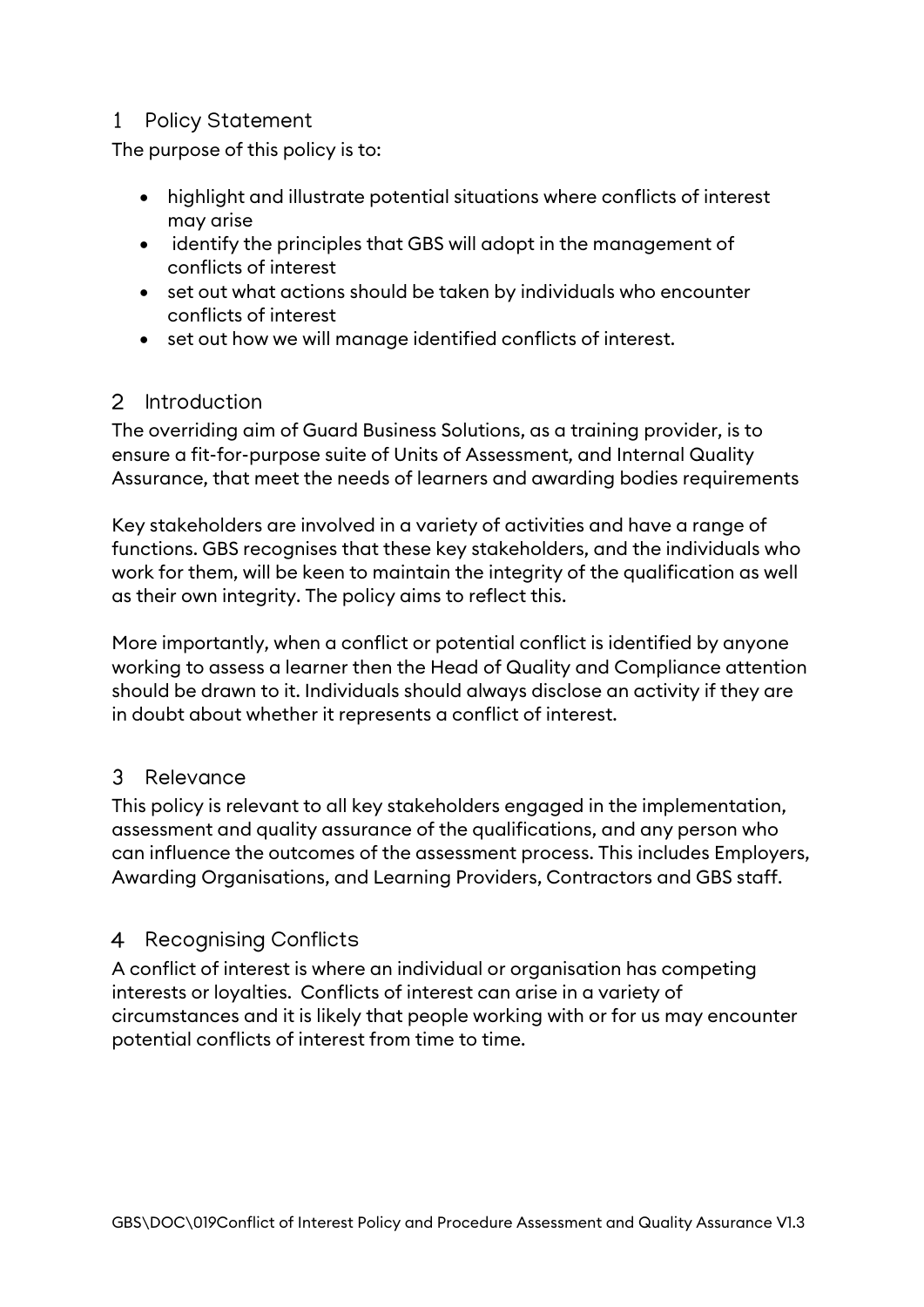## 1 Policy Statement

The purpose of this policy is to:

- highlight and illustrate potential situations where conflicts of interest may arise
- identify the principles that GBS will adopt in the management of conflicts of interest
- set out what actions should be taken by individuals who encounter conflicts of interest
- set out how we will manage identified conflicts of interest.

## 2 Introduction

The overriding aim of Guard Business Solutions, as a training provider, is to ensure a fit-for-purpose suite of Units of Assessment, and Internal Quality Assurance, that meet the needs of learners and awarding bodies requirements

Key stakeholders are involved in a variety of activities and have a range of functions. GBS recognises that these key stakeholders, and the individuals who work for them, will be keen to maintain the integrity of the qualification as well as their own integrity. The policy aims to reflect this.

More importantly, when a conflict or potential conflict is identified by anyone working to assess a learner then the Head of Quality and Compliance attention should be drawn to it. Individuals should always disclose an activity if they are in doubt about whether it represents a conflict of interest.

## 3 Relevance

This policy is relevant to all key stakeholders engaged in the implementation, assessment and quality assurance of the qualifications, and any person who can influence the outcomes of the assessment process. This includes Employers, Awarding Organisations, and Learning Providers, Contractors and GBS staff.

## 4 Recognising Conflicts

A conflict of interest is where an individual or organisation has competing interests or loyalties. Conflicts of interest can arise in a variety of circumstances and it is likely that people working with or for us may encounter potential conflicts of interest from time to time.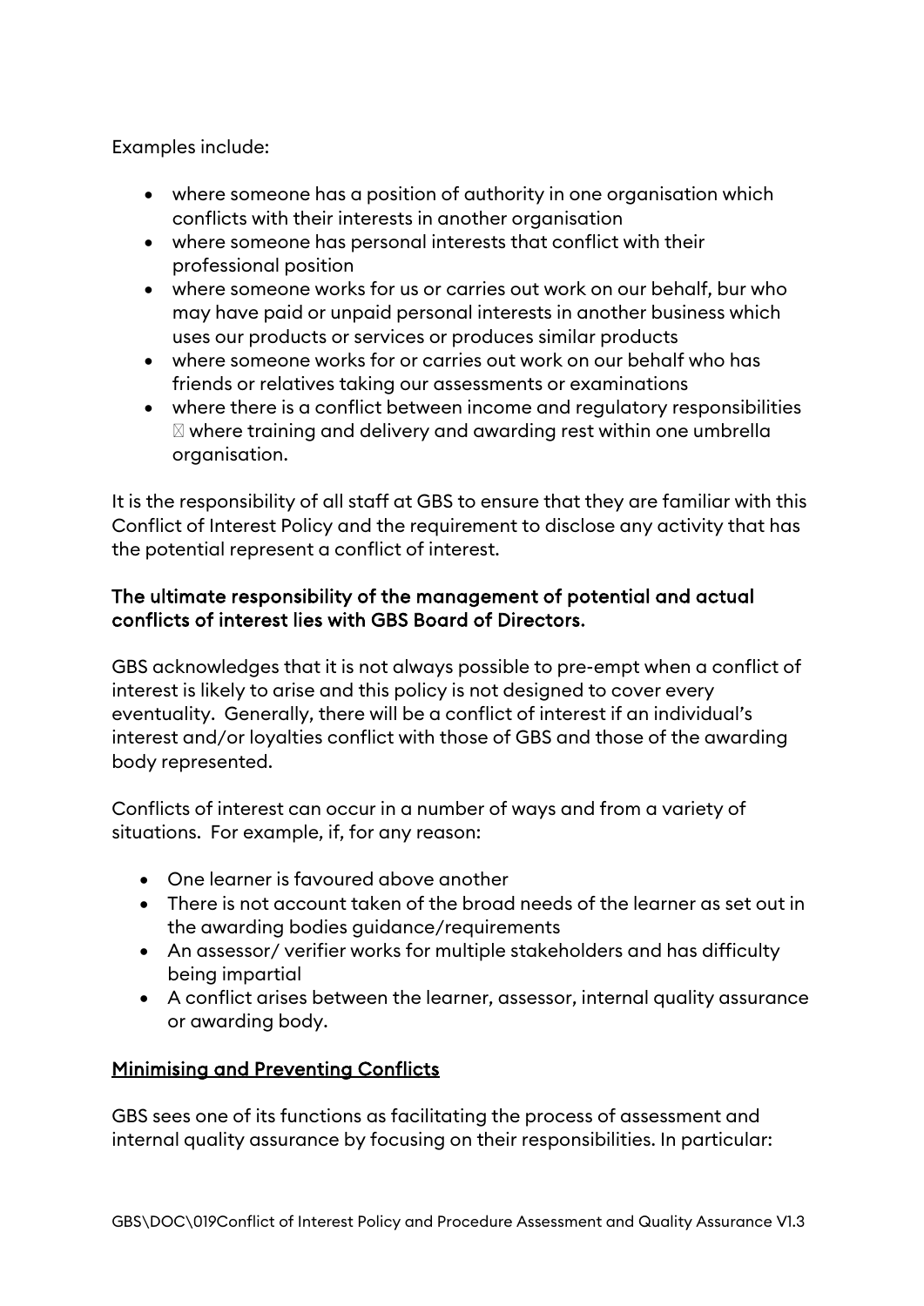Examples include:

- where someone has a position of authority in one organisation which conflicts with their interests in another organisation
- where someone has personal interests that conflict with their professional position
- where someone works for us or carries out work on our behalf, bur who may have paid or unpaid personal interests in another business which uses our products or services or produces similar products
- where someone works for or carries out work on our behalf who has friends or relatives taking our assessments or examinations
- where there is a conflict between income and regulatory responsibilities  where training and delivery and awarding rest within one umbrella organisation.

It is the responsibility of all staff at GBS to ensure that they are familiar with this Conflict of Interest Policy and the requirement to disclose any activity that has the potential represent a conflict of interest.

**The ultimate responsibility of the management of potential and actual conflicts of interest lies with GBS Board of Directors.**

GBS acknowledges that it is not always possible to pre-empt when a conflict of interest is likely to arise and this policy is not designed to cover every eventuality. Generally, there will be a conflict of interest if an individual's interest and/or loyalties conflict with those of GBS and those of the awarding body represented.

Conflicts of interest can occur in a number of ways and from a variety of situations. For example, if, for any reason:

- One learner is favoured above another
- There is not account taken of the broad needs of the learner as set out in the awarding bodies guidance/requirements
- An assessor/ verifier works for multiple stakeholders and has difficulty being impartial
- A conflict arises between the learner, assessor, internal quality assurance or awarding body.

## Minimising and Preventing Conflicts

GBS sees one of its functions as facilitating the process of assessment and internal quality assurance by focusing on their responsibilities. In particular: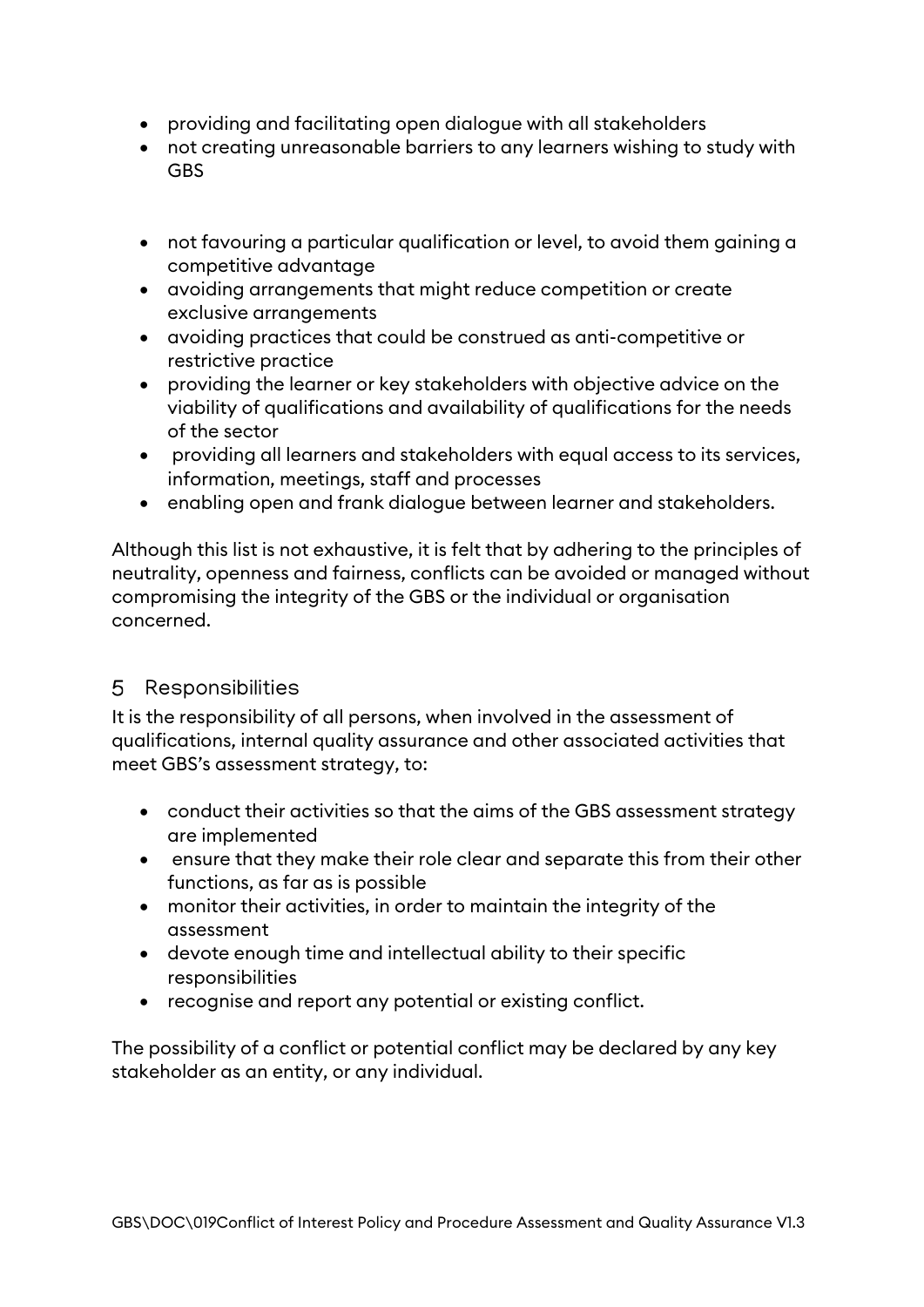- providing and facilitating open dialogue with all stakeholders
- not creating unreasonable barriers to any learners wishing to study with GBS

- not favouring a particular qualification or level, to avoid them gaining a competitive advantage
- avoiding arrangements that might reduce competition or create exclusive arrangements
- avoiding practices that could be construed as anti-competitive or restrictive practice
- providing the learner or key stakeholders with objective advice on the viability of qualifications and availability of qualifications for the needs of the sector
- providing all learners and stakeholders with equal access to its services, information, meetings, staff and processes
- enabling open and frank dialogue between learner and stakeholders.

Although this list is not exhaustive, it is felt that by adhering to the principles of neutrality, openness and fairness, conflicts can be avoided or managed without compromising the integrity of the GBS or the individual or organisation concerned.

## 5 Responsibilities

It is the responsibility of all persons, when involved in the assessment of qualifications, internal quality assurance and other associated activities that meet GBS's assessment strategy, to:

- conduct their activities so that the aims of the GBS assessment strategy are implemented
- ensure that they make their role clear and separate this from their other functions, as far as is possible
- monitor their activities, in order to maintain the integrity of the assessment
- devote enough time and intellectual ability to their specific responsibilities
- recognise and report any potential or existing conflict.

The possibility of a conflict or potential conflict may be declared by any key stakeholder as an entity, or any individual.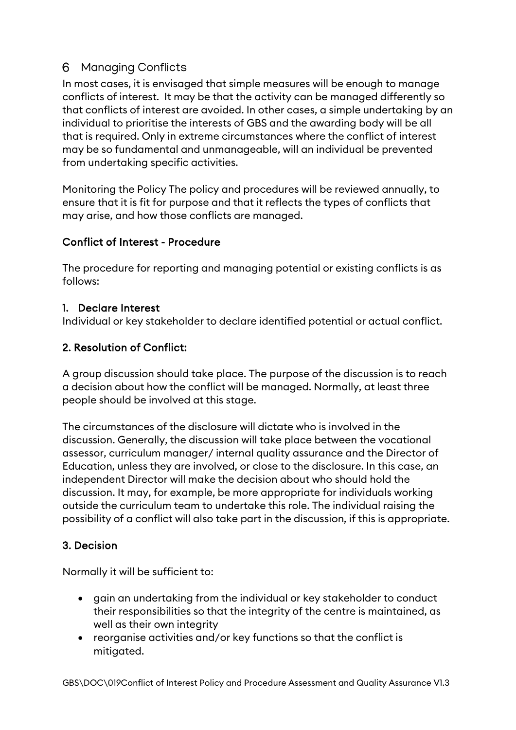## 6 Managing Conflicts

In most cases, it is envisaged that simple measures will be enough to manage conflicts of interest. It may be that the activity can be managed differently so that conflicts of interest are avoided. In other cases, a simple undertaking by an individual to prioritise the interests of GBS and the awarding body will be all that is required. Only in extreme circumstances where the conflict of interest may be so fundamental and unmanageable, will an individual be prevented from undertaking specific activities.

Monitoring the Policy The policy and procedures will be reviewed annually, to ensure that it is fit for purpose and that it reflects the types of conflicts that may arise, and how those conflicts are managed.

### Conflict of Interest - Procedure

The procedure for reporting and managing potential or existing conflicts is as follows:

#### 1. Declare Interest

Individual or key stakeholder to declare identified potential or actual conflict.

#### 2. Resolution of Conflict:

A group discussion should take place. The purpose of the discussion is to reach a decision about how the conflict will be managed. Normally, at least three people should be involved at this stage.

The circumstances of the disclosure will dictate who is involved in the discussion. Generally, the discussion will take place between the vocational assessor, curriculum manager/ internal quality assurance and the Director of Education, unless they are involved, or close to the disclosure. In this case, an independent Director will make the decision about who should hold the discussion. It may, for example, be more appropriate for individuals working outside the curriculum team to undertake this role. The individual raising the possibility of a conflict will also take part in the discussion, if this is appropriate.

#### 3. Decision

Normally it will be sufficient to:

- gain an undertaking from the individual or key stakeholder to conduct their responsibilities so that the integrity of the centre is maintained, as well as their own integrity
- reorganise activities and/or key functions so that the conflict is mitigated.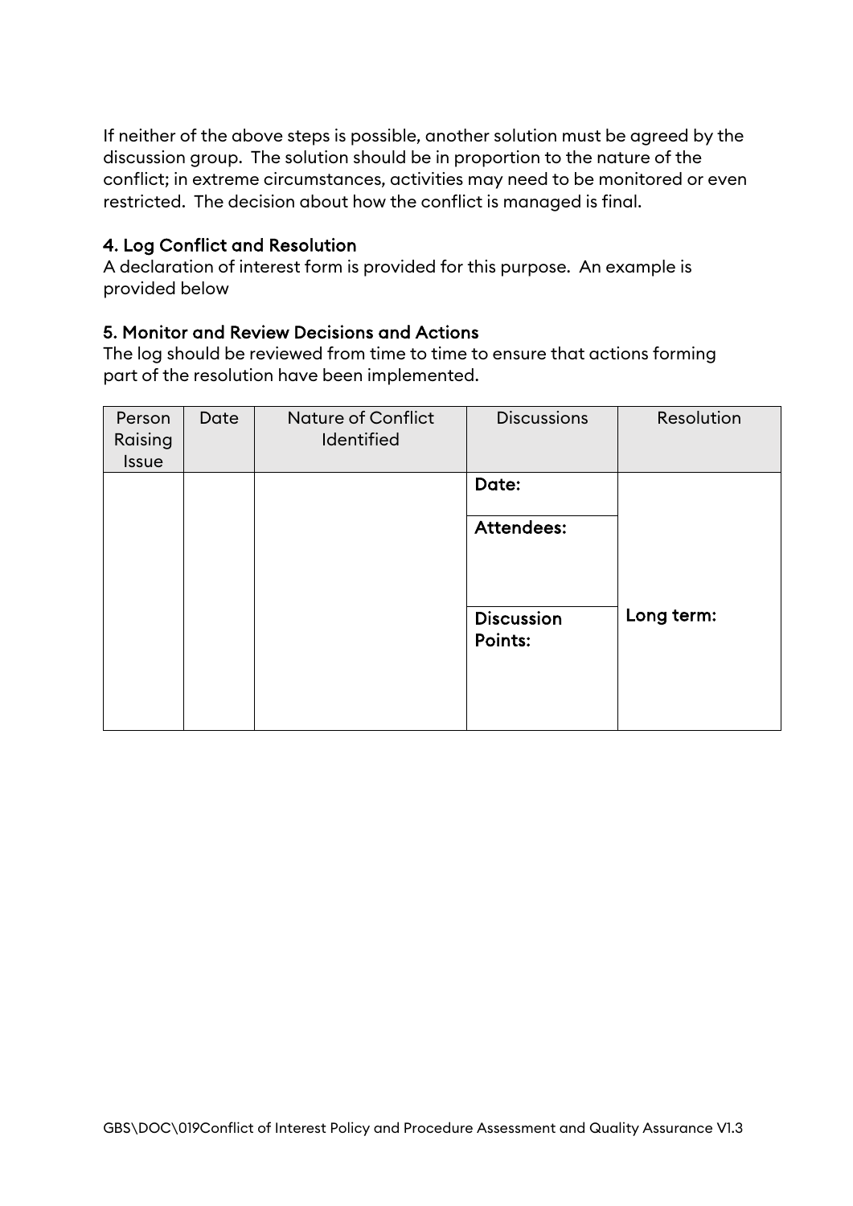If neither of the above steps is possible, another solution must be agreed by the discussion group. The solution should be in proportion to the nature of the conflict; in extreme circumstances, activities may need to be monitored or even restricted. The decision about how the conflict is managed is final.

### 4. Log Conflict and Resolution

A declaration of interest form is provided for this purpose. An example is provided below

### 5. Monitor and Review Decisions and Actions

The log should be reviewed from time to time to ensure that actions forming part of the resolution have been implemented.

| Person Raising Issue | Date | Nature of Conflict Identified | Discussions | Resolution |
|---|---|---|---|---|
| | | | **Date:** | |
| | | | **Attendees:** | |
| | | | **Discussion Points:** | **Long term:** |